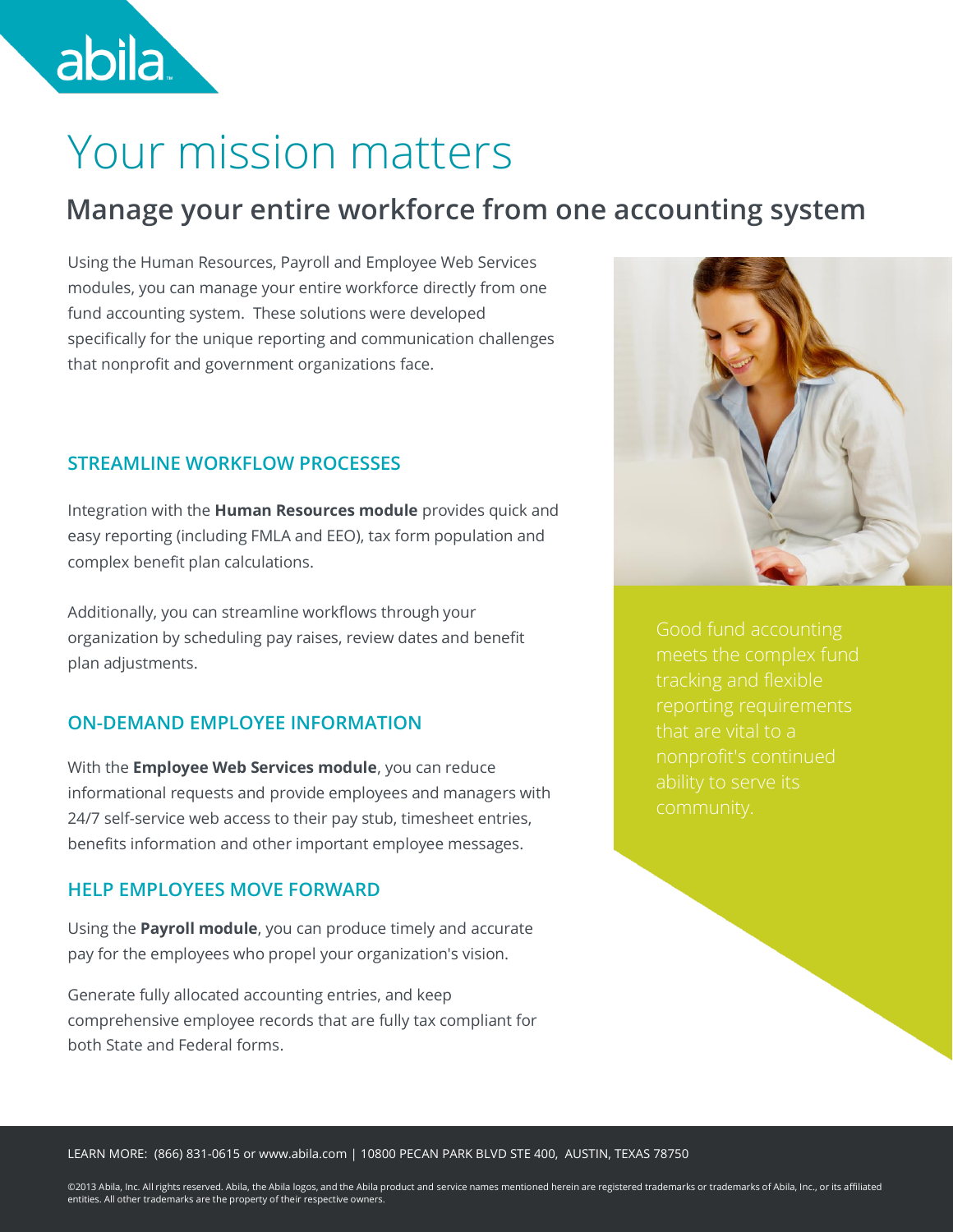# Your mission matters

## Manage your entire workforce from one accounting system

Using the Human Resources, Payroll and Employee Web Services modules, you can manage your entire workforce directly from one fund accounting system. These solutions were developed specifically for the unique reporting and communication challenges that nonprofit and government organizations face.

### STREAMLINE WORKFLOW PROCESSES

Integration with the **Human Resources module** provides quick and easy reporting (including FMLA and EEO), tax form population and complex benefit plan calculations.

Additionally, you can streamline workflows through your organization by scheduling pay raises, review dates and benefit plan adjustments.

### ON-DEMAND EMPLOYEE INFORMATION

With the **Employee Web Services module**, you can reduce informational requests and provide employees and managers with 24/7 self-service web access to their pay stub, timesheet entries, benefits information and other important employee messages.

### HELP EMPLOYEES MOVE FORWARD

Using the **Payroll module**, you can produce timely and accurate pay for the employees who propel your organization's vision.

Generate fully allocated accounting entries, and keep comprehensive employee records that are fully tax compliant for both State and Federal forms.

Good fund accounting meets the complex fund tracking and flexible reporting requirements that are vital to a nonprofit's continued ability to serve its community.

LEARN MORE: (866) 831-0615 or www.abila.com | 10800 PECAN PARK BLVD STE 400, AUSTIN, TEXAS 78750

©2013 Abila, Inc. All rights reserved. Abila, the Abila logos, and the Abila product and service names mentioned herein are registered trademarks or trademarks of Abila, Inc., or its affiliated entities. All other trademarks are the property of their respective owners.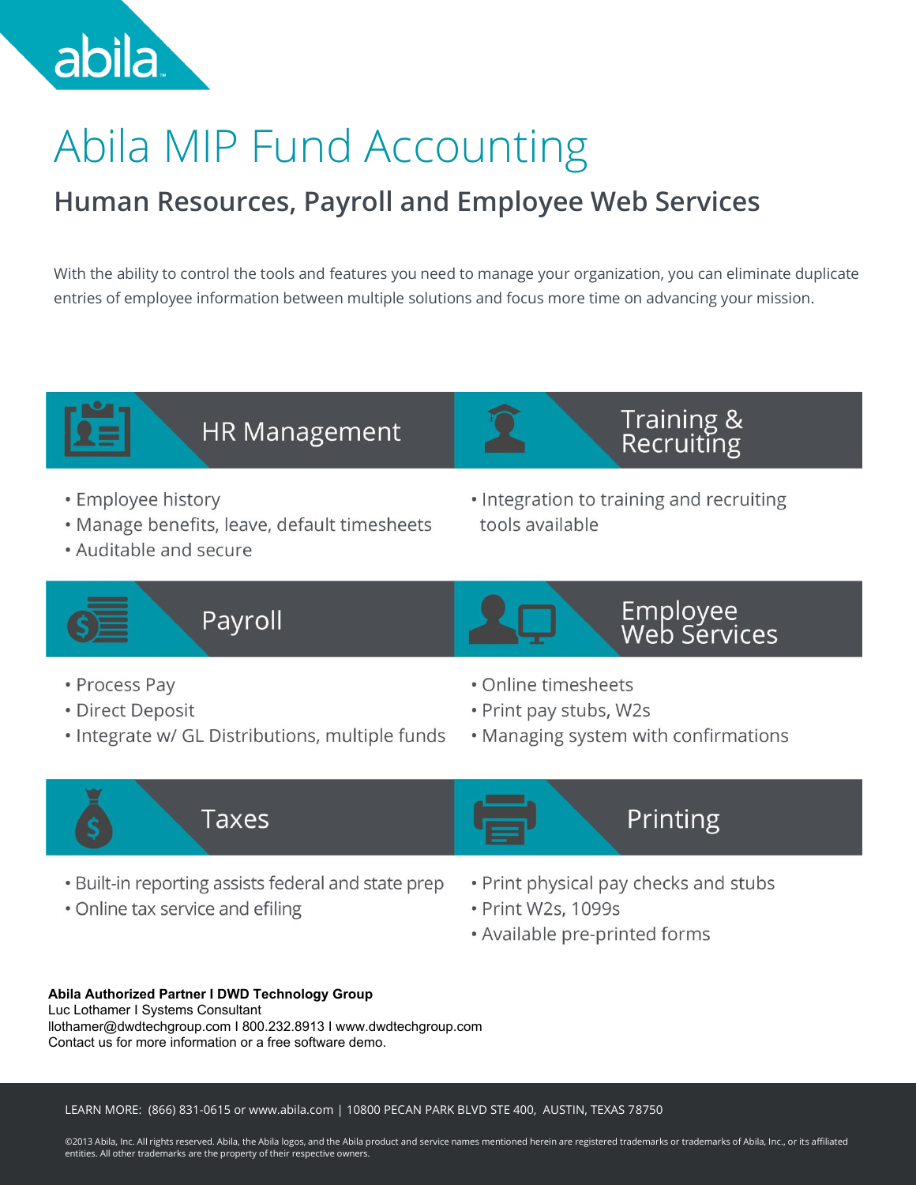abila

# Abila MIP Fund Accounting

## Human Resources, Payroll and Employee Web Services

With the ability to control the tools and features you need to manage your organization, you can eliminate duplicate entries of employee information between multiple solutions and focus more time on advancing your mission.

### HR Management

- Employee history
- Manage benefits, leave, default timesheets
- Auditable and secure

### Training & Recruiting

- Integration to training and recruiting tools available

### Payroll

- Process Pay
- Direct Deposit
- Integrate w/ GL Distributions, multiple funds

### Employee Web Services

- Online timesheets
- Print pay stubs, W2s
- Managing system with confirmations

### Taxes

- Built-in reporting assists federal and state prep
- Online tax service and efiling

### Printing

- Print physical pay checks and stubs
- Print W2s, 1099s
- Available pre-printed forms

**Abila Authorized Partner I DWD Technology Group**
Luc Lothamer I Systems Consultant
llothamer@dwdtechgroup.com I 800.232.8913 I www.dwdtechgroup.com
Contact us for more information or a free software demo.

LEARN MORE: (866) 831-0615 or www.abila.com | 10800 PECAN PARK BLVD STE 400, AUSTIN, TEXAS 78750

©2013 Abila, Inc. All rights reserved. Abila, the Abila logos, and the Abila product and service names mentioned herein are registered trademarks or trademarks of Abila, Inc., or its affiliated entities. All other trademarks are the property of their respective owners.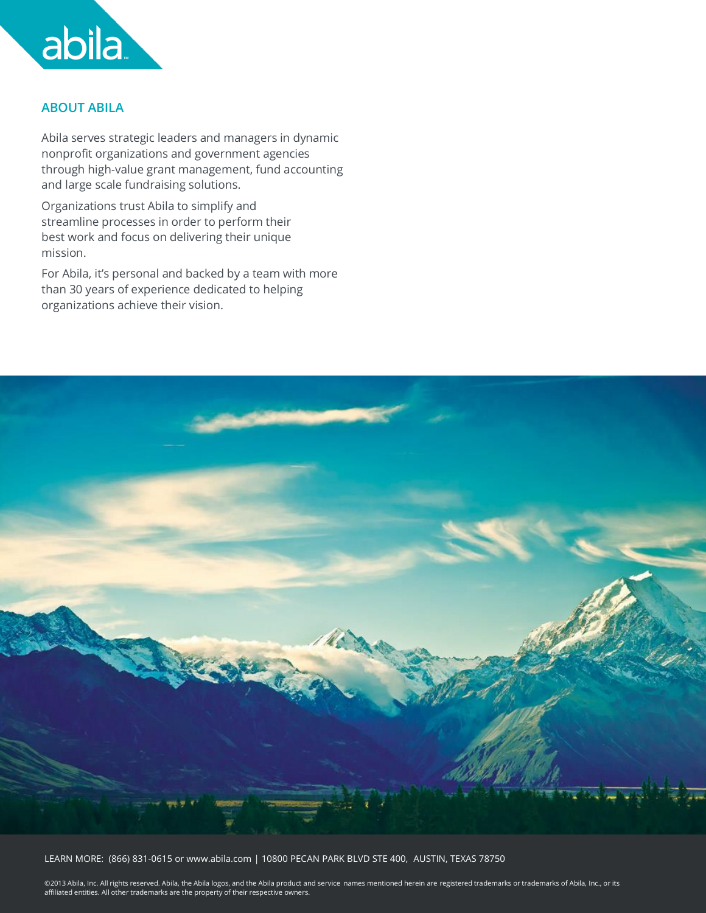## ABOUT ABILA

Abila serves strategic leaders and managers in dynamic nonprofit organizations and government agencies through high-value grant management, fund accounting and large scale fundraising solutions.

Organizations trust Abila to simplify and streamline processes in order to perform their best work and focus on delivering their unique mission.

For Abila, it's personal and backed by a team with more than 30 years of experience dedicated to helping organizations achieve their vision.

LEARN MORE: (866) 831-0615 or www.abila.com | 10800 PECAN PARK BLVD STE 400, AUSTIN, TEXAS 78750

©2013 Abila, Inc. All rights reserved. Abila, the Abila logos, and the Abila product and service names mentioned herein are registered trademarks or trademarks of Abila, Inc., or its affiliated entities. All other trademarks are the property of their respective owners.